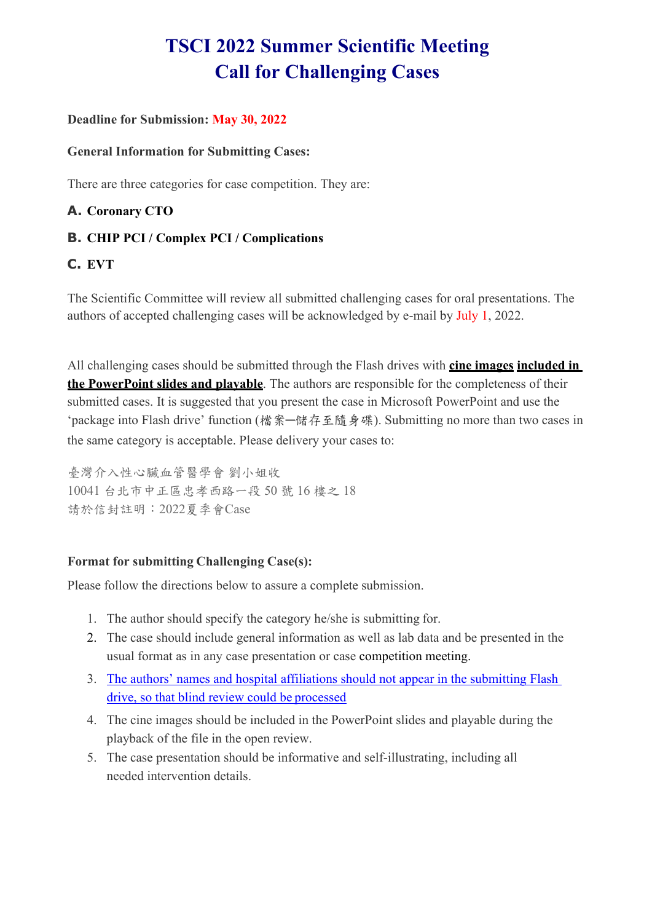# TSCI 2022 Summer Scientific Meeting
# Call for Challenging Cases

**Deadline for Submission: May 30, 2022**

**General Information for Submitting Cases:**

There are three categories for case competition. They are:

**A. Coronary CTO**

**B. CHIP PCI / Complex PCI / Complications**

**C. EVT**

The Scientific Committee will review all submitted challenging cases for oral presentations. The authors of accepted challenging cases will be acknowledged by e-mail by July 1, 2022.

All challenging cases should be submitted through the Flash drives with **cine images included in the PowerPoint slides and playable**. The authors are responsible for the completeness of their submitted cases. It is suggested that you present the case in Microsoft PowerPoint and use the 'package into Flash drive' function (檔案—儲存至隨身碟). Submitting no more than two cases in the same category is acceptable. Please delivery your cases to:

臺灣介入性心臟血管醫學會 劉小姐收
10041 台北市中正區忠孝西路一段 50 號 16 樓之 18
請於信封註明：2022夏季會Case

**Format for submitting Challenging Case(s):**

Please follow the directions below to assure a complete submission.

1. The author should specify the category he/she is submitting for.
2. The case should include general information as well as lab data and be presented in the usual format as in any case presentation or case competition meeting.
3. The authors' names and hospital affiliations should not appear in the submitting Flash drive, so that blind review could be processed
4. The cine images should be included in the PowerPoint slides and playable during the playback of the file in the open review.
5. The case presentation should be informative and self-illustrating, including all needed intervention details.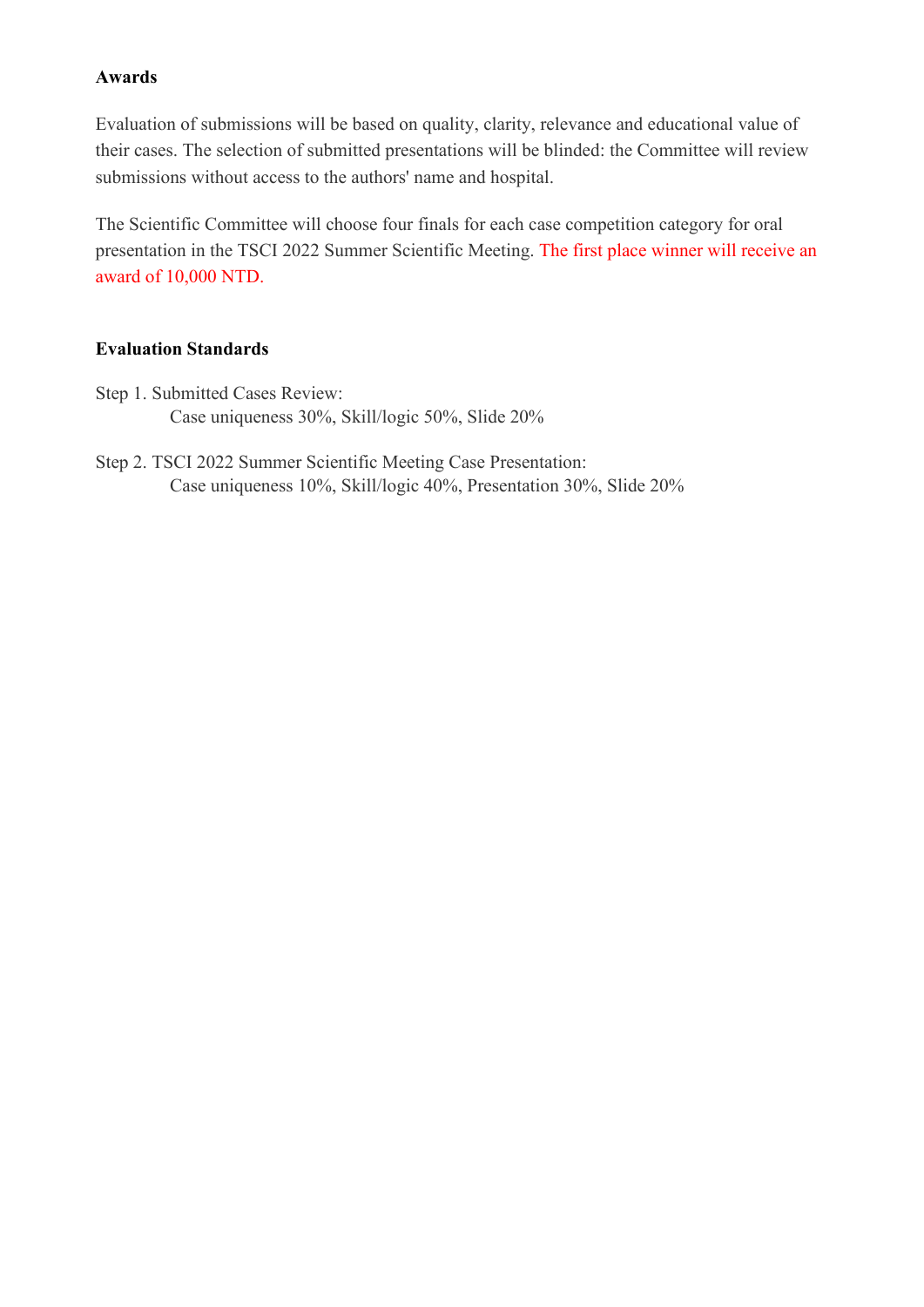**Awards**

Evaluation of submissions will be based on quality, clarity, relevance and educational value of their cases. The selection of submitted presentations will be blinded: the Committee will review submissions without access to the authors' name and hospital.

The Scientific Committee will choose four finals for each case competition category for oral presentation in the TSCI 2022 Summer Scientific Meeting. The first place winner will receive an award of 10,000 NTD.

**Evaluation Standards**

Step 1. Submitted Cases Review:
    Case uniqueness 30%, Skill/logic 50%, Slide 20%

Step 2. TSCI 2022 Summer Scientific Meeting Case Presentation:
    Case uniqueness 10%, Skill/logic 40%, Presentation 30%, Slide 20%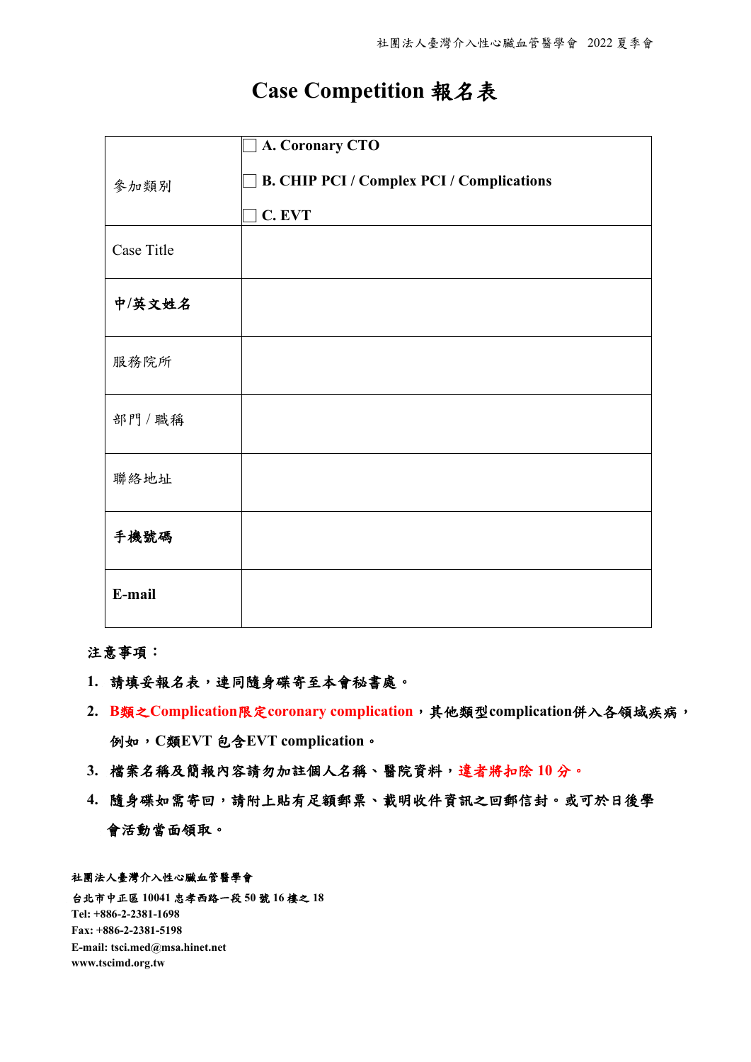# Case Competition 報名表

| | |
|---|---|
| 參加類別 | ☐ **A. Coronary CTO**<br>☐ **B. CHIP PCI / Complex PCI / Complications**<br>☐ **C. EVT** |
| Case Title | |
| **中/英文姓名** | |
| 服務院所 | |
| 部門 / 職稱 | |
| 聯絡地址 | |
| **手機號碼** | |
| **E-mail** | |

**注意事項：**

1. **請填妥報名表，連同隨身碟寄至本會秘書處。**
2. **B類之Complication限定coronary complication，其他類型complication併入各領域疾病，例如，C類EVT 包含EVT complication。**
3. **檔案名稱及簡報內容請勿加註個人名稱、醫院資料，違者將扣除 10 分。**
4. **隨身碟如需寄回，請附上貼有足額郵票、載明收件資訊之回郵信封。或可於日後學會活動當面領取。**

**社團法人臺灣介入性心臟血管醫學會**
**台北市中正區 10041 忠孝西路一段 50 號 16 樓之 18**
**Tel: +886-2-2381-1698**
**Fax: +886-2-2381-5198**
**E-mail: tsci.med@msa.hinet.net**
**www.tscimd.org.tw**